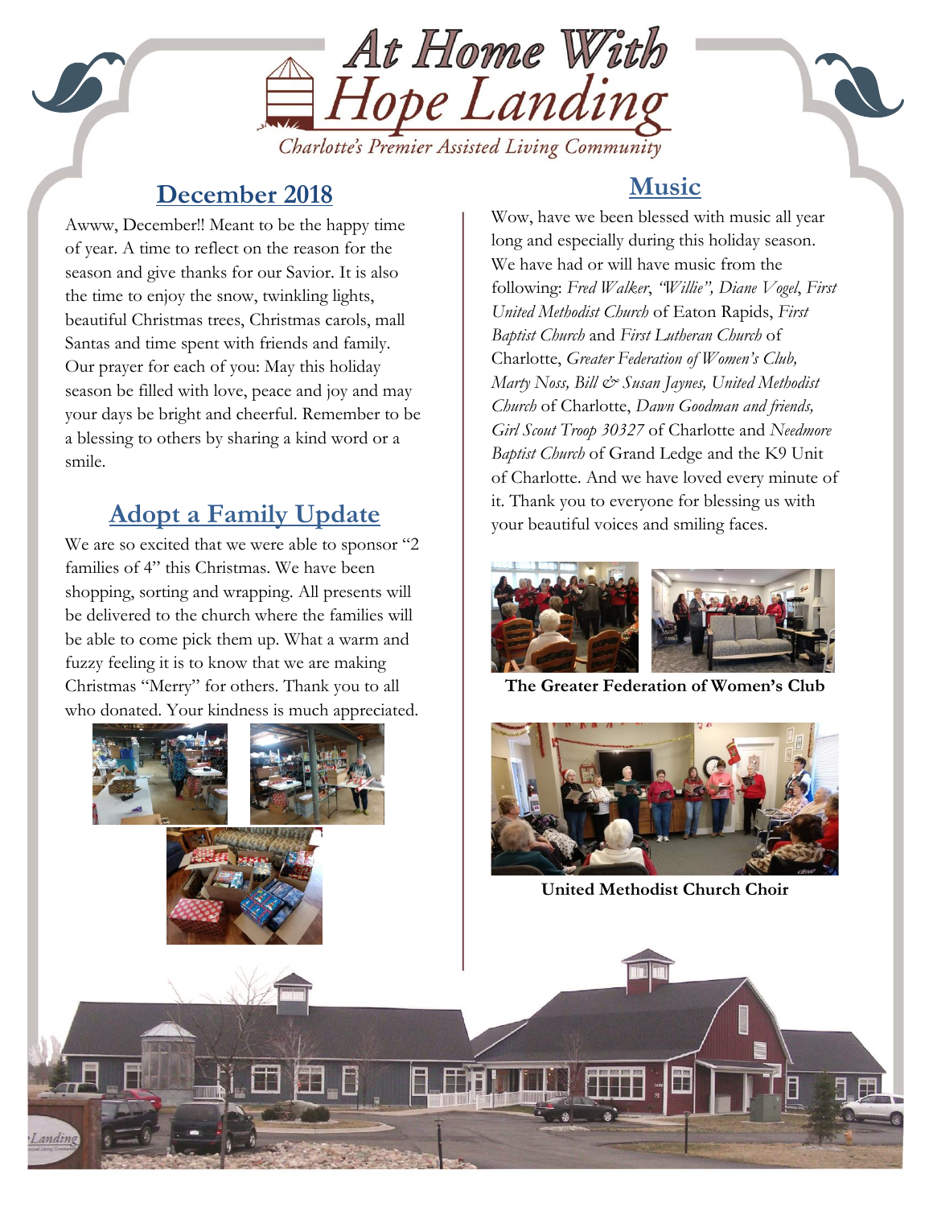# At Home With Hope Landing

*Charlotte's Premier Assisted Living Community*

## December 2018

Awww, December!! Meant to be the happy time of year. A time to reflect on the reason for the season and give thanks for our Savior. It is also the time to enjoy the snow, twinkling lights, beautiful Christmas trees, Christmas carols, mall Santas and time spent with friends and family. Our prayer for each of you: May this holiday season be filled with love, peace and joy and may your days be bright and cheerful. Remember to be a blessing to others by sharing a kind word or a smile.

## Adopt a Family Update

We are so excited that we were able to sponsor "2 families of 4" this Christmas. We have been shopping, sorting and wrapping. All presents will be delivered to the church where the families will be able to come pick them up. What a warm and fuzzy feeling it is to know that we are making Christmas "Merry" for others. Thank you to all who donated. Your kindness is much appreciated.

## Music

Wow, have we been blessed with music all year long and especially during this holiday season. We have had or will have music from the following: *Fred Walker*, *"Willie"*, *Diane Vogel*, *First United Methodist Church* of Eaton Rapids, *First Baptist Church* and *First Lutheran Church* of Charlotte, *Greater Federation of Women's Club, Marty Noss, Bill & Susan Jaynes, United Methodist Church* of Charlotte, *Dawn Goodman and friends, Girl Scout Troop 30327* of Charlotte and *Needmore Baptist Church* of Grand Ledge and the K9 Unit of Charlotte. And we have loved every minute of it. Thank you to everyone for blessing us with your beautiful voices and smiling faces.

**The Greater Federation of Women's Club**

**United Methodist Church Choir**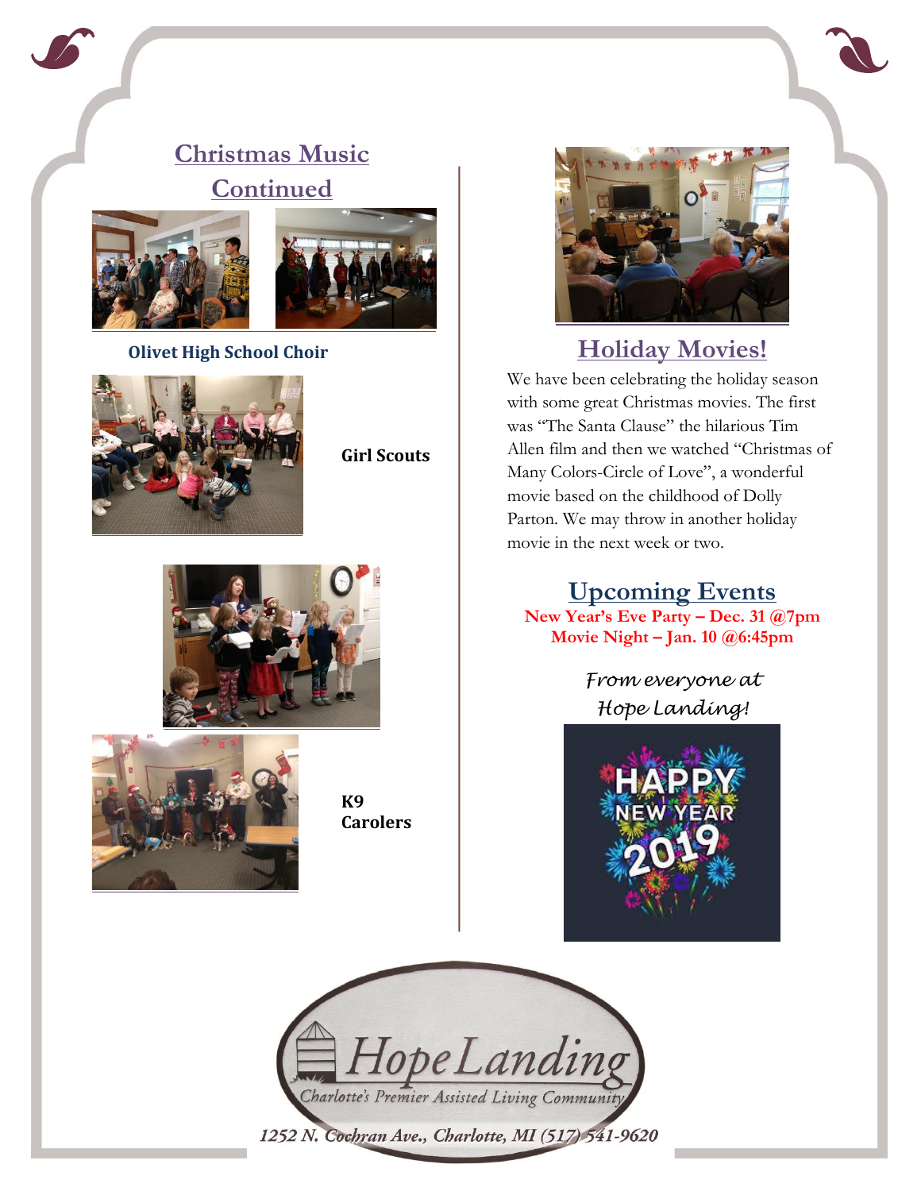## Christmas Music Continued

**Olivet High School Choir**

**Girl Scouts**

**K9 Carolers**

## Holiday Movies!

We have been celebrating the holiday season with some great Christmas movies. The first was "The Santa Clause" the hilarious Tim Allen film and then we watched "Christmas of Many Colors-Circle of Love", a wonderful movie based on the childhood of Dolly Parton. We may throw in another holiday movie in the next week or two.

## Upcoming Events

**New Year's Eve Party – Dec. 31 @7pm**
**Movie Night – Jan. 10 @6:45pm**

*From everyone at Hope Landing!*

HAPPY NEW YEAR 2019

Hope Landing
*Charlotte's Premier Assisted Living Community*

*1252 N. Cochran Ave., Charlotte, MI (517) 541-9620*